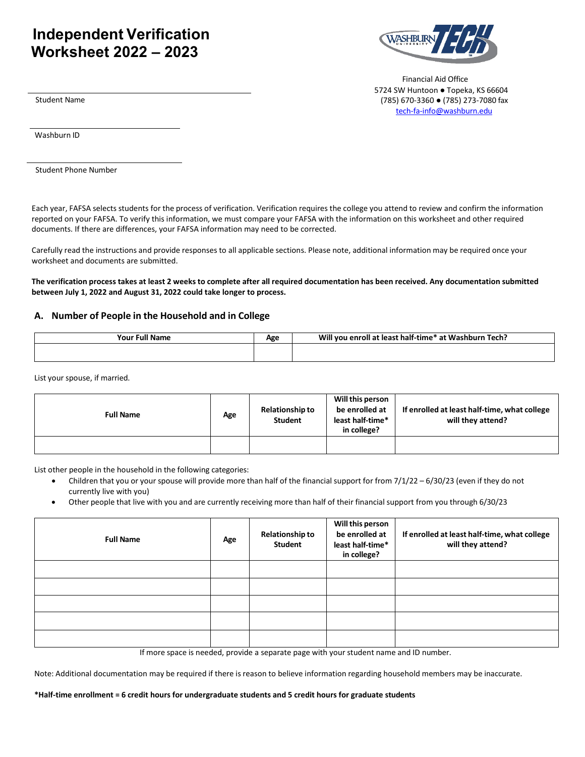# Independent Verification Worksheet 2022 – 2023

Financial Aid Office
5724 SW Huntoon ● Topeka, KS 66604
(785) 670-3360 ● (785) 273-7080 fax
tech-fa-info@washburn.edu

Student Name ______________________________

Washburn ID ______________________________

Student Phone Number ______________________________

Each year, FAFSA selects students for the process of verification. Verification requires the college you attend to review and confirm the information reported on your FAFSA. To verify this information, we must compare your FAFSA with the information on this worksheet and other required documents. If there are differences, your FAFSA information may need to be corrected.

Carefully read the instructions and provide responses to all applicable sections. Please note, additional information may be required once your worksheet and documents are submitted.

**The verification process takes at least 2 weeks to complete after all required documentation has been received. Any documentation submitted between July 1, 2022 and August 31, 2022 could take longer to process.**

## A. Number of People in the Household and in College

| Your Full Name | Age | Will you enroll at least half-time* at Washburn Tech? |
|---|---|---|
| | | |

List your spouse, if married.

| Full Name | Age | Relationship to Student | Will this person be enrolled at least half-time* in college? | If enrolled at least half-time, what college will they attend? |
|---|---|---|---|---|
| | | | | |

List other people in the household in the following categories:

- Children that you or your spouse will provide more than half of the financial support for from 7/1/22 – 6/30/23 (even if they do not currently live with you)
- Other people that live with you and are currently receiving more than half of their financial support from you through 6/30/23

| Full Name | Age | Relationship to Student | Will this person be enrolled at least half-time* in college? | If enrolled at least half-time, what college will they attend? |
|---|---|---|---|---|
| | | | | |
| | | | | |
| | | | | |
| | | | | |
| | | | | |

If more space is needed, provide a separate page with your student name and ID number.

Note: Additional documentation may be required if there is reason to believe information regarding household members may be inaccurate.

**\*Half-time enrollment = 6 credit hours for undergraduate students and 5 credit hours for graduate students**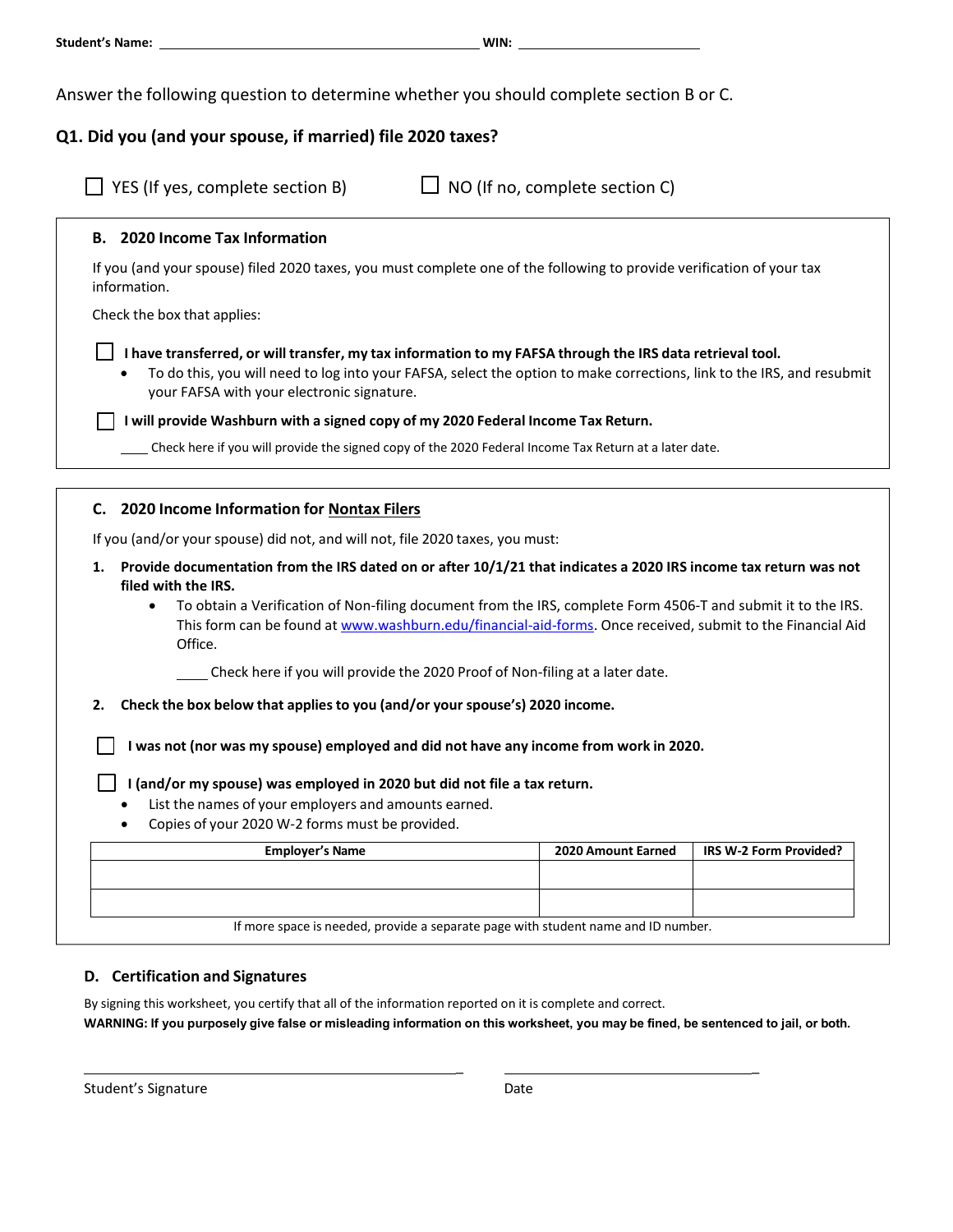**Student's Name:** ________________________________ **WIN:** ____________________

Answer the following question to determine whether you should complete section B or C.

## Q1. Did you (and your spouse, if married) file 2020 taxes?

☐ YES (If yes, complete section B) ☐ NO (If no, complete section C)

### B. 2020 Income Tax Information

If you (and your spouse) filed 2020 taxes, you must complete one of the following to provide verification of your tax information.

Check the box that applies:

☐ **I have transferred, or will transfer, my tax information to my FAFSA through the IRS data retrieval tool.**

- To do this, you will need to log into your FAFSA, select the option to make corrections, link to the IRS, and resubmit your FAFSA with your electronic signature.

☐ **I will provide Washburn with a signed copy of my 2020 Federal Income Tax Return.**

____ Check here if you will provide the signed copy of the 2020 Federal Income Tax Return at a later date.

### C. 2020 Income Information for Nontax Filers

If you (and/or your spouse) did not, and will not, file 2020 taxes, you must:

1. **Provide documentation from the IRS dated on or after 10/1/21 that indicates a 2020 IRS income tax return was not filed with the IRS.**
   - To obtain a Verification of Non-filing document from the IRS, complete Form 4506-T and submit it to the IRS. This form can be found at www.washburn.edu/financial-aid-forms. Once received, submit to the Financial Aid Office.

   ____ Check here if you will provide the 2020 Proof of Non-filing at a later date.

2. **Check the box below that applies to you (and/or your spouse's) 2020 income.**

☐ **I was not (nor was my spouse) employed and did not have any income from work in 2020.**

☐ **I (and/or my spouse) was employed in 2020 but did not file a tax return.**

- List the names of your employers and amounts earned.
- Copies of your 2020 W-2 forms must be provided.

| Employer's Name | 2020 Amount Earned | IRS W-2 Form Provided? |
|---|---|---|
| | | |
| | | |

If more space is needed, provide a separate page with student name and ID number.

### D. Certification and Signatures

By signing this worksheet, you certify that all of the information reported on it is complete and correct.

**WARNING: If you purposely give false or misleading information on this worksheet, you may be fined, be sentenced to jail, or both.**

________________________________ ________________________________

Student's Signature Date